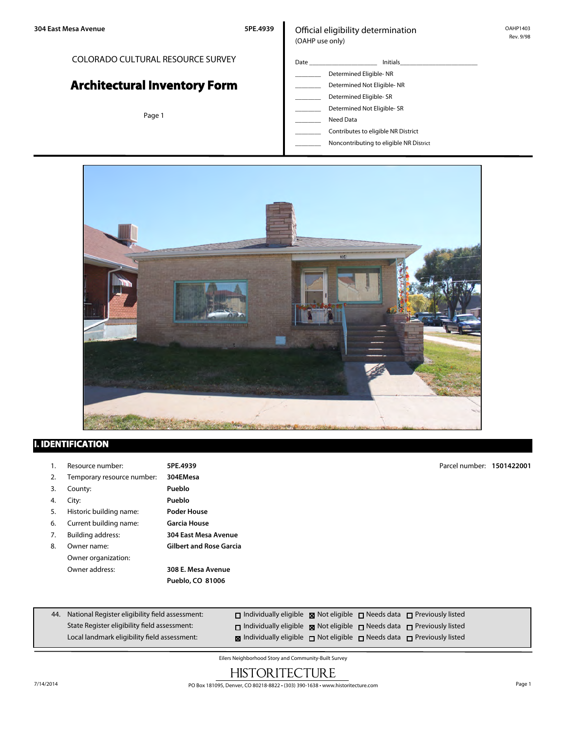304 East Mesa Avenue 5PE.4939

COLORADO CULTURAL RESOURCE SURVEY

# Architectural Inventory Form

Official eligibility determination
(OAHP use only)

OAHP1403
Rev. 9/98

Date ____________________ Initials ______________________

________ Determined Eligible- NR
________ Determined Not Eligible- NR
________ Determined Eligible- SR
________ Determined Not Eligible- SR
________ Need Data
________ Contributes to eligible NR District
________ Noncontributing to eligible NR District

## I. IDENTIFICATION

1. Resource number: **5PE.4939**
2. Temporary resource number: **304EMesa**
3. County: **Pueblo**
4. City: **Pueblo**
5. Historic building name: **Poder House**
6. Current building name: **Garcia House**
7. Building address: **304 East Mesa Avenue**
8. Owner name: **Gilbert and Rose Garcia**
   Owner organization:
   Owner address: **308 E. Mesa Avenue**
   **Pueblo, CO 81006**

Parcel number: **1501422001**

| 44. | | | | |
|---|---|---|---|---|
| National Register eligibility field assessment: | ☐ Individually eligible | ☒ Not eligible | ☐ Needs data | ☐ Previously listed |
| State Register eligibility field assessment: | ☐ Individually eligible | ☒ Not eligible | ☐ Needs data | ☐ Previously listed |
| Local landmark eligibility field assessment: | ☒ Individually eligible | ☐ Not eligible | ☐ Needs data | ☐ Previously listed |

Eilers Neighborhood Story and Community-Built Survey

HISTORITECTURE

PO Box 181095, Denver, CO 80218-8822 • (303) 390-1638 • www.historitecture.com

7/14/2014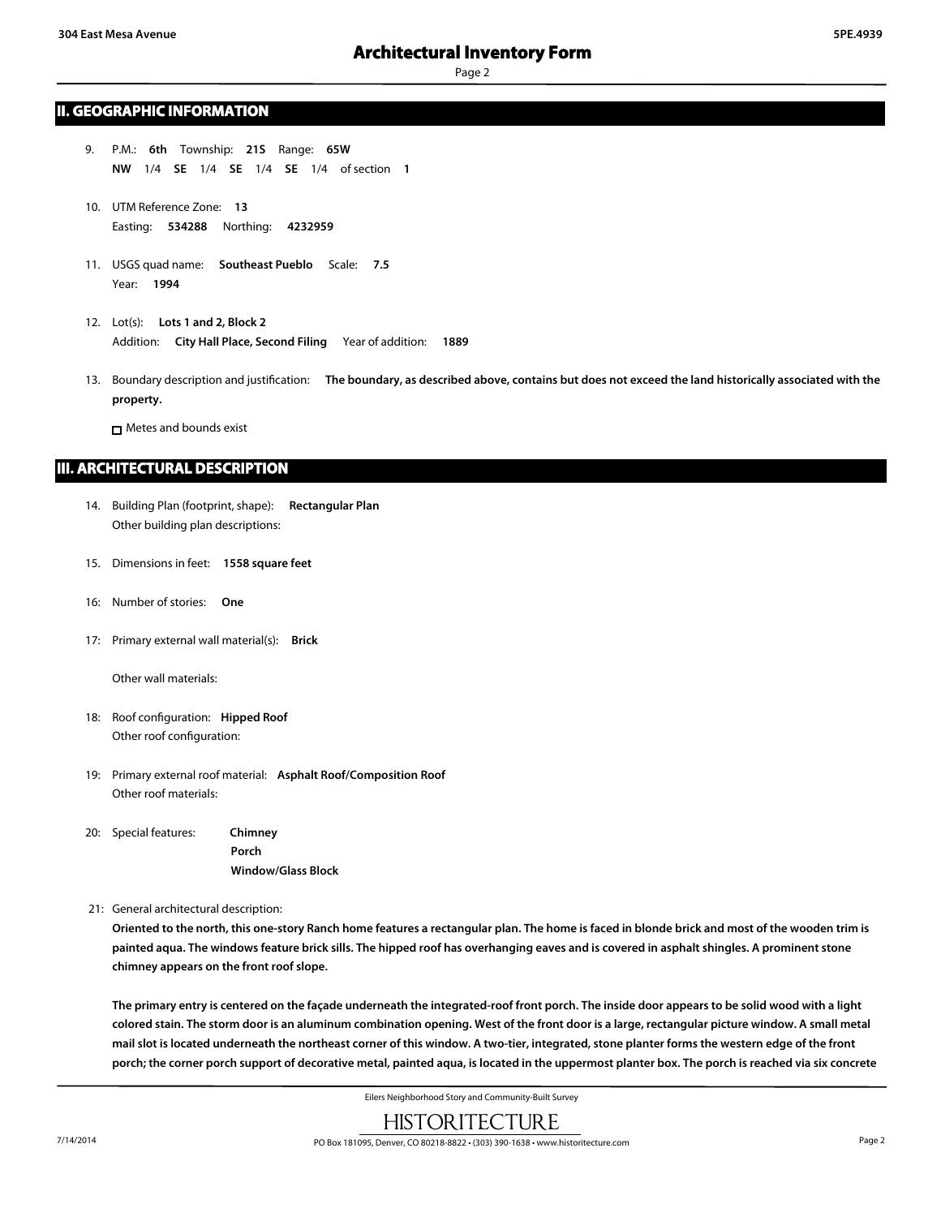## II. GEOGRAPHIC INFORMATION

9. P.M.: **6th** Township: **21S** Range: **65W**
   **NW** 1/4 **SE** 1/4 **SE** 1/4 **SE** 1/4 of section **1**

10. UTM Reference Zone: **13**
    Easting: **534288** Northing: **4232959**

11. USGS quad name: **Southeast Pueblo** Scale: **7.5**
    Year: **1994**

12. Lot(s): **Lots 1 and 2, Block 2**
    Addition: **City Hall Place, Second Filing** Year of addition: **1889**

13. Boundary description and justification: **The boundary, as described above, contains but does not exceed the land historically associated with the property.**

    ☐ Metes and bounds exist

## III. ARCHITECTURAL DESCRIPTION

14. Building Plan (footprint, shape): **Rectangular Plan**
    Other building plan descriptions:

15. Dimensions in feet: **1558 square feet**

16: Number of stories: **One**

17: Primary external wall material(s): **Brick**

Other wall materials:

18: Roof configuration: **Hipped Roof**
Other roof configuration:

19: Primary external roof material: **Asphalt Roof/Composition Roof**
Other roof materials:

20: Special features: **Chimney**
**Porch**
**Window/Glass Block**

21: General architectural description:

**Oriented to the north, this one-story Ranch home features a rectangular plan. The home is faced in blonde brick and most of the wooden trim is painted aqua. The windows feature brick sills. The hipped roof has overhanging eaves and is covered in asphalt shingles. A prominent stone chimney appears on the front roof slope.**

**The primary entry is centered on the façade underneath the integrated-roof front porch. The inside door appears to be solid wood with a light colored stain. The storm door is an aluminum combination opening. West of the front door is a large, rectangular picture window. A small metal mail slot is located underneath the northeast corner of this window. A two-tier, integrated, stone planter forms the western edge of the front porch; the corner porch support of decorative metal, painted aqua, is located in the uppermost planter box. The porch is reached via six concrete**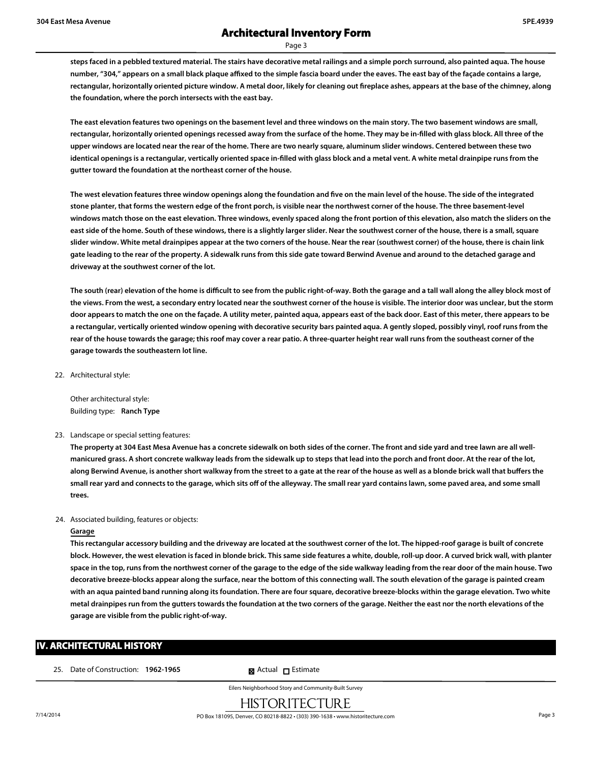**steps faced in a pebbled textured material. The stairs have decorative metal railings and a simple porch surround, also painted aqua. The house number, "304," appears on a small black plaque affixed to the simple fascia board under the eaves. The east bay of the façade contains a large, rectangular, horizontally oriented picture window. A metal door, likely for cleaning out fireplace ashes, appears at the base of the chimney, along the foundation, where the porch intersects with the east bay.**

**The east elevation features two openings on the basement level and three windows on the main story. The two basement windows are small, rectangular, horizontally oriented openings recessed away from the surface of the home. They may be in-filled with glass block. All three of the upper windows are located near the rear of the home. There are two nearly square, aluminum slider windows. Centered between these two identical openings is a rectangular, vertically oriented space in-filled with glass block and a metal vent. A white metal drainpipe runs from the gutter toward the foundation at the northeast corner of the house.**

**The west elevation features three window openings along the foundation and five on the main level of the house. The side of the integrated stone planter, that forms the western edge of the front porch, is visible near the northwest corner of the house. The three basement-level windows match those on the east elevation. Three windows, evenly spaced along the front portion of this elevation, also match the sliders on the east side of the home. South of these windows, there is a slightly larger slider. Near the southwest corner of the house, there is a small, square slider window. White metal drainpipes appear at the two corners of the house. Near the rear (southwest corner) of the house, there is chain link gate leading to the rear of the property. A sidewalk runs from this side gate toward Berwind Avenue and around to the detached garage and driveway at the southwest corner of the lot.**

**The south (rear) elevation of the home is difficult to see from the public right-of-way. Both the garage and a tall wall along the alley block most of the views. From the west, a secondary entry located near the southwest corner of the house is visible. The interior door was unclear, but the storm door appears to match the one on the façade. A utility meter, painted aqua, appears east of the back door. East of this meter, there appears to be a rectangular, vertically oriented window opening with decorative security bars painted aqua. A gently sloped, possibly vinyl, roof runs from the rear of the house towards the garage; this roof may cover a rear patio. A three-quarter height rear wall runs from the southeast corner of the garage towards the southeastern lot line.**

22. Architectural style:

    Other architectural style:
    Building type: **Ranch Type**

23. Landscape or special setting features:
    **The property at 304 East Mesa Avenue has a concrete sidewalk on both sides of the corner. The front and side yard and tree lawn are all well-manicured grass. A short concrete walkway leads from the sidewalk up to steps that lead into the porch and front door. At the rear of the lot, along Berwind Avenue, is another short walkway from the street to a gate at the rear of the house as well as a blonde brick wall that buffers the small rear yard and connects to the garage, which sits off of the alleyway. The small rear yard contains lawn, some paved area, and some small trees.**

24. Associated building, features or objects:

    **Garage**

    **This rectangular accessory building and the driveway are located at the southwest corner of the lot. The hipped-roof garage is built of concrete block. However, the west elevation is faced in blonde brick. This same side features a white, double, roll-up door. A curved brick wall, with planter space in the top, runs from the northwest corner of the garage to the edge of the side walkway leading from the rear door of the main house. Two decorative breeze-blocks appear along the surface, near the bottom of this connecting wall. The south elevation of the garage is painted cream with an aqua painted band running along its foundation. There are four square, decorative breeze-blocks within the garage elevation. Two white metal drainpipes run from the gutters towards the foundation at the two corners of the garage. Neither the east nor the north elevations of the garage are visible from the public right-of-way.**

## IV. ARCHITECTURAL HISTORY

25. Date of Construction: **1962-1965** ☒ Actual ☐ Estimate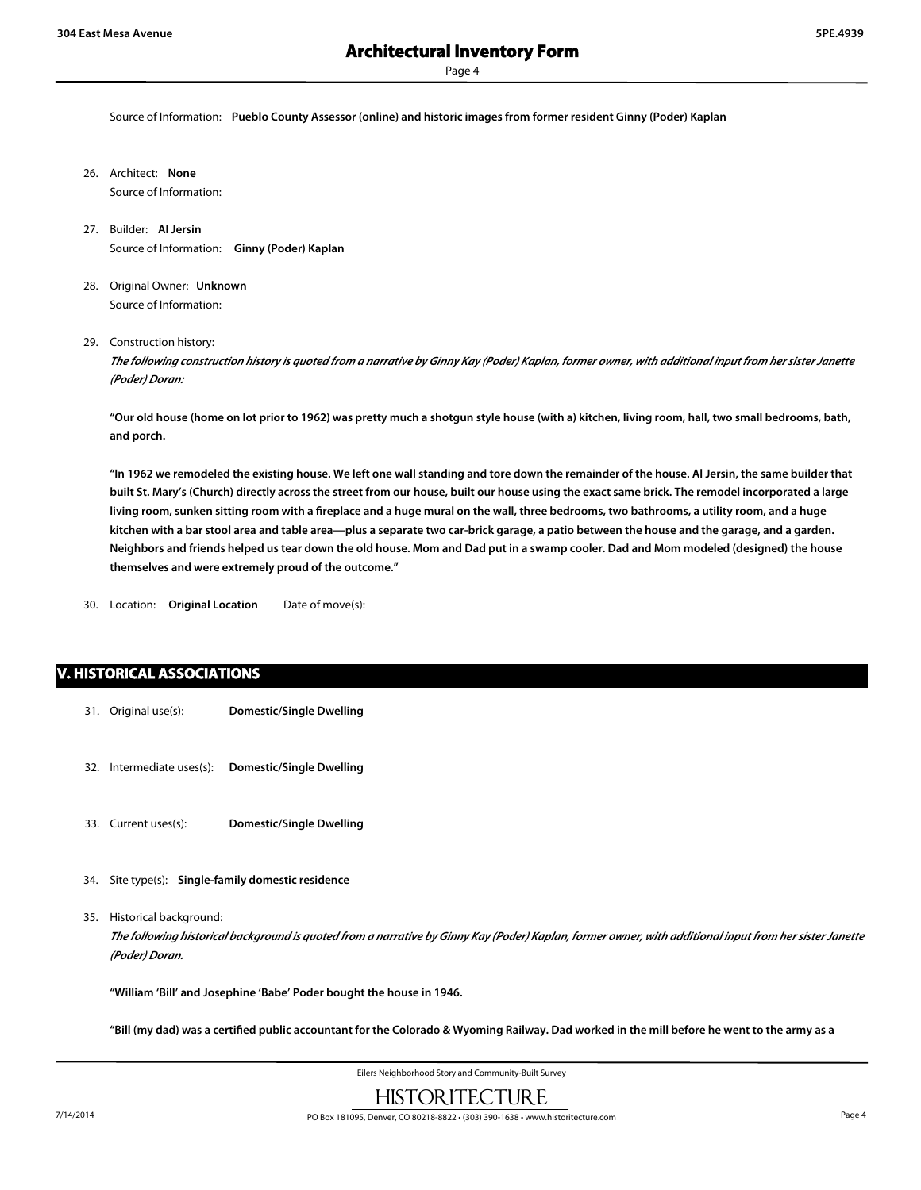Source of Information: **Pueblo County Assessor (online) and historic images from former resident Ginny (Poder) Kaplan**

26. Architect: **None**
    Source of Information:

27. Builder: **Al Jersin**
    Source of Information: **Ginny (Poder) Kaplan**

28. Original Owner: **Unknown**
    Source of Information:

29. Construction history:
    *The following construction history is quoted from a narrative by Ginny Kay (Poder) Kaplan, former owner, with additional input from her sister Janette (Poder) Doran:*

    **"Our old house (home on lot prior to 1962) was pretty much a shotgun style house (with a) kitchen, living room, hall, two small bedrooms, bath, and porch.**

    **"In 1962 we remodeled the existing house. We left one wall standing and tore down the remainder of the house. Al Jersin, the same builder that built St. Mary's (Church) directly across the street from our house, built our house using the exact same brick. The remodel incorporated a large living room, sunken sitting room with a fireplace and a huge mural on the wall, three bedrooms, two bathrooms, a utility room, and a huge kitchen with a bar stool area and table area—plus a separate two car-brick garage, a patio between the house and the garage, and a garden. Neighbors and friends helped us tear down the old house. Mom and Dad put in a swamp cooler. Dad and Mom modeled (designed) the house themselves and were extremely proud of the outcome."**

30. Location: **Original Location** Date of move(s):

## V. HISTORICAL ASSOCIATIONS

31. Original use(s): **Domestic/Single Dwelling**

32. Intermediate uses(s): **Domestic/Single Dwelling**

33. Current uses(s): **Domestic/Single Dwelling**

34. Site type(s): **Single-family domestic residence**

35. Historical background:
    *The following historical background is quoted from a narrative by Ginny Kay (Poder) Kaplan, former owner, with additional input from her sister Janette (Poder) Doran.*

    **"William 'Bill' and Josephine 'Babe' Poder bought the house in 1946.**

    **"Bill (my dad) was a certified public accountant for the Colorado & Wyoming Railway. Dad worked in the mill before he went to the army as a**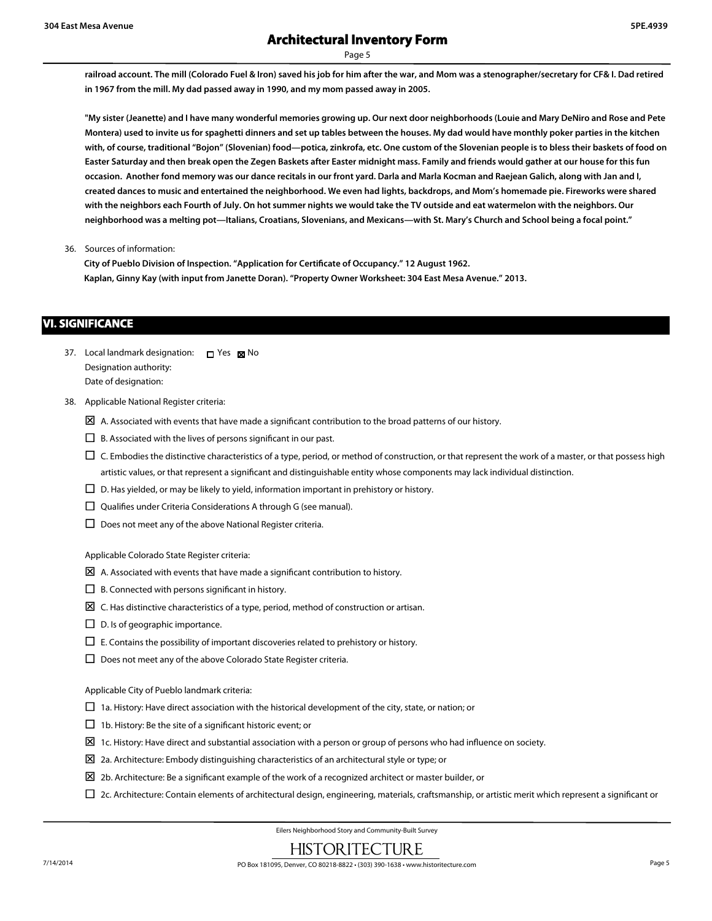**railroad account. The mill (Colorado Fuel & Iron) saved his job for him after the war, and Mom was a stenographer/secretary for CF& I. Dad retired in 1967 from the mill. My dad passed away in 1990, and my mom passed away in 2005.**

**"My sister (Jeanette) and I have many wonderful memories growing up. Our next door neighborhoods (Louie and Mary DeNiro and Rose and Pete Montera) used to invite us for spaghetti dinners and set up tables between the houses. My dad would have monthly poker parties in the kitchen with, of course, traditional "Bojon" (Slovenian) food—potica, zinkrofa, etc. One custom of the Slovenian people is to bless their baskets of food on Easter Saturday and then break open the Zegen Baskets after Easter midnight mass. Family and friends would gather at our house for this fun occasion. Another fond memory was our dance recitals in our front yard. Darla and Marla Kocman and Raejean Galich, along with Jan and I, created dances to music and entertained the neighborhood. We even had lights, backdrops, and Mom's homemade pie. Fireworks were shared with the neighbors each Fourth of July. On hot summer nights we would take the TV outside and eat watermelon with the neighbors. Our neighborhood was a melting pot—Italians, Croatians, Slovenians, and Mexicans—with St. Mary's Church and School being a focal point."**

36. Sources of information:

**City of Pueblo Division of Inspection. "Application for Certificate of Occupancy." 12 August 1962.**
**Kaplan, Ginny Kay (with input from Janette Doran). "Property Owner Worksheet: 304 East Mesa Avenue." 2013.**

## VI. SIGNIFICANCE

37. Local landmark designation: ☐ Yes ☒ No
Designation authority:
Date of designation:

38. Applicable National Register criteria:

- ☒ A. Associated with events that have made a significant contribution to the broad patterns of our history.
- ☐ B. Associated with the lives of persons significant in our past.
- ☐ C. Embodies the distinctive characteristics of a type, period, or method of construction, or that represent the work of a master, or that possess high artistic values, or that represent a significant and distinguishable entity whose components may lack individual distinction.
- ☐ D. Has yielded, or may be likely to yield, information important in prehistory or history.
- ☐ Qualifies under Criteria Considerations A through G (see manual).
- ☐ Does not meet any of the above National Register criteria.

Applicable Colorado State Register criteria:

- ☒ A. Associated with events that have made a significant contribution to history.
- ☐ B. Connected with persons significant in history.
- ☒ C. Has distinctive characteristics of a type, period, method of construction or artisan.
- ☐ D. Is of geographic importance.
- ☐ E. Contains the possibility of important discoveries related to prehistory or history.
- ☐ Does not meet any of the above Colorado State Register criteria.

Applicable City of Pueblo landmark criteria:

- ☐ 1a. History: Have direct association with the historical development of the city, state, or nation; or
- ☐ 1b. History: Be the site of a significant historic event; or
- ☒ 1c. History: Have direct and substantial association with a person or group of persons who had influence on society.
- ☒ 2a. Architecture: Embody distinguishing characteristics of an architectural style or type; or
- ☒ 2b. Architecture: Be a significant example of the work of a recognized architect or master builder, or
- ☐ 2c. Architecture: Contain elements of architectural design, engineering, materials, craftsmanship, or artistic merit which represent a significant or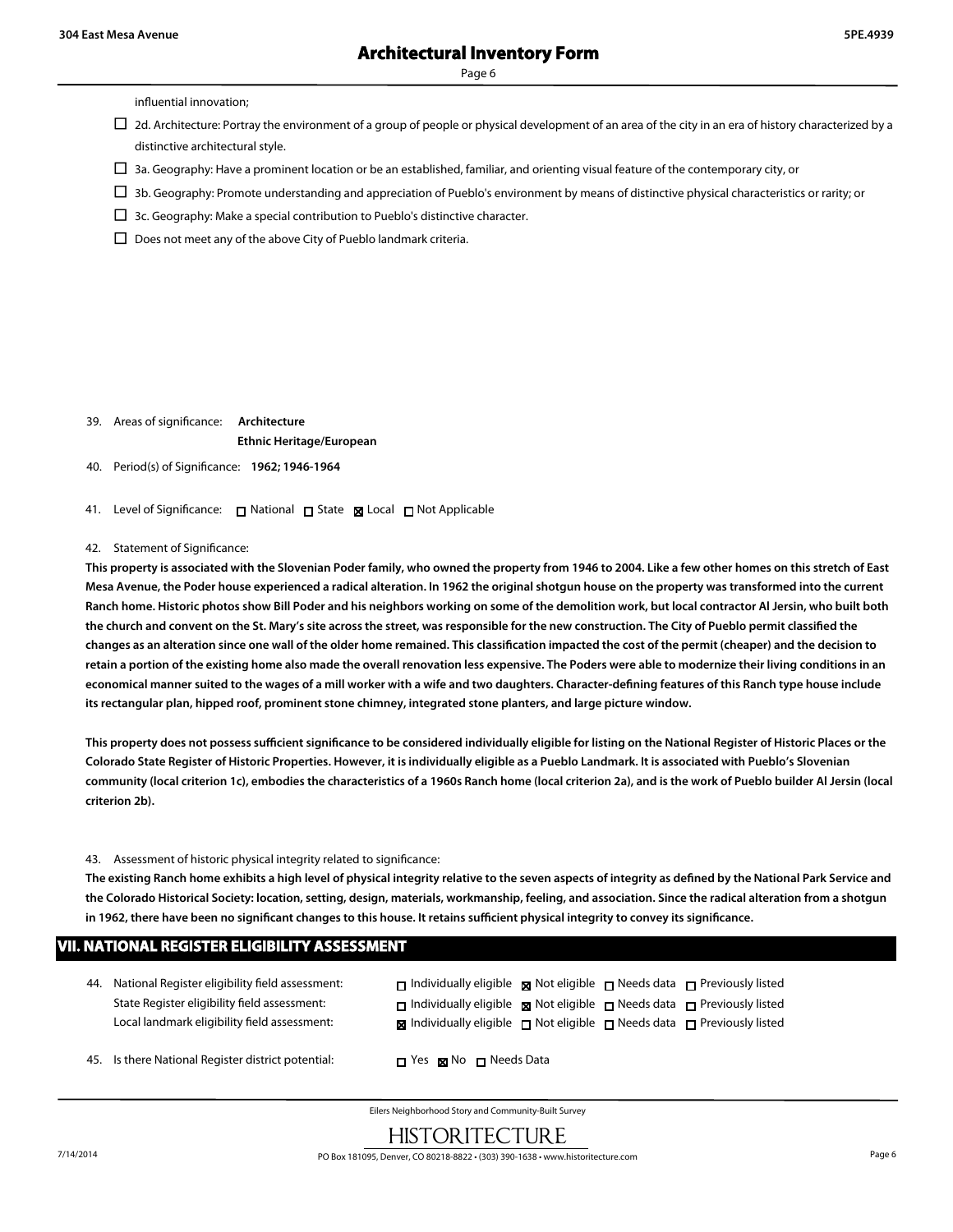influential innovation;

- ☐ 2d. Architecture: Portray the environment of a group of people or physical development of an area of the city in an era of history characterized by a distinctive architectural style.
- ☐ 3a. Geography: Have a prominent location or be an established, familiar, and orienting visual feature of the contemporary city, or
- ☐ 3b. Geography: Promote understanding and appreciation of Pueblo's environment by means of distinctive physical characteristics or rarity; or
- ☐ 3c. Geography: Make a special contribution to Pueblo's distinctive character.
- ☐ Does not meet any of the above City of Pueblo landmark criteria.

39. Areas of significance: **Architecture**
**Ethnic Heritage/European**

40. Period(s) of Significance: **1962; 1946-1964**

41. Level of Significance: ☐ National ☐ State ☒ Local ☐ Not Applicable

42. Statement of Significance:

**This property is associated with the Slovenian Poder family, who owned the property from 1946 to 2004. Like a few other homes on this stretch of East Mesa Avenue, the Poder house experienced a radical alteration. In 1962 the original shotgun house on the property was transformed into the current Ranch home. Historic photos show Bill Poder and his neighbors working on some of the demolition work, but local contractor Al Jersin, who built both the church and convent on the St. Mary's site across the street, was responsible for the new construction. The City of Pueblo permit classified the changes as an alteration since one wall of the older home remained. This classification impacted the cost of the permit (cheaper) and the decision to retain a portion of the existing home also made the overall renovation less expensive. The Poders were able to modernize their living conditions in an economical manner suited to the wages of a mill worker with a wife and two daughters. Character-defining features of this Ranch type house include its rectangular plan, hipped roof, prominent stone chimney, integrated stone planters, and large picture window.**

**This property does not possess sufficient significance to be considered individually eligible for listing on the National Register of Historic Places or the Colorado State Register of Historic Properties. However, it is individually eligible as a Pueblo Landmark. It is associated with Pueblo's Slovenian community (local criterion 1c), embodies the characteristics of a 1960s Ranch home (local criterion 2a), and is the work of Pueblo builder Al Jersin (local criterion 2b).**

43. Assessment of historic physical integrity related to significance:

**The existing Ranch home exhibits a high level of physical integrity relative to the seven aspects of integrity as defined by the National Park Service and the Colorado Historical Society: location, setting, design, materials, workmanship, feeling, and association. Since the radical alteration from a shotgun in 1962, there have been no significant changes to this house. It retains sufficient physical integrity to convey its significance.**

## VII. NATIONAL REGISTER ELIGIBILITY ASSESSMENT

44. National Register eligibility field assessment: ☐ Individually eligible ☒ Not eligible ☐ Needs data ☐ Previously listed
State Register eligibility field assessment: ☐ Individually eligible ☒ Not eligible ☐ Needs data ☐ Previously listed
Local landmark eligibility field assessment: ☒ Individually eligible ☐ Not eligible ☐ Needs data ☐ Previously listed

45. Is there National Register district potential: ☐ Yes ☒ No ☐ Needs Data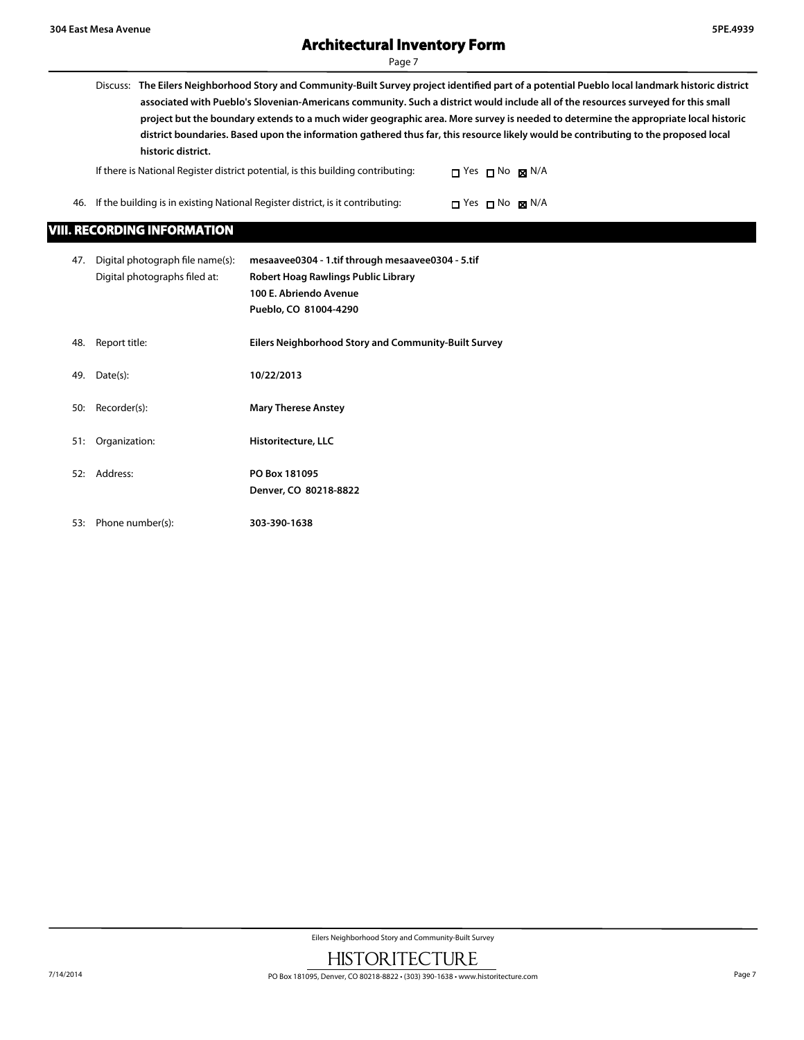Discuss: **The Eilers Neighborhood Story and Community-Built Survey project identified part of a potential Pueblo local landmark historic district associated with Pueblo's Slovenian-Americans community. Such a district would include all of the resources surveyed for this small project but the boundary extends to a much wider geographic area. More survey is needed to determine the appropriate local historic district boundaries. Based upon the information gathered thus far, this resource likely would be contributing to the proposed local historic district.**

If there is National Register district potential, is this building contributing: ☐ Yes ☐ No ☒ N/A

46. If the building is in existing National Register district, is it contributing: ☐ Yes ☐ No ☒ N/A

## VIII. RECORDING INFORMATION

47. Digital photograph file name(s): **mesaavee0304 - 1.tif through mesaavee0304 - 5.tif**
    Digital photographs filed at: **Robert Hoag Rawlings Public Library**
    **100 E. Abriendo Avenue**
    **Pueblo, CO 81004-4290**

48. Report title: **Eilers Neighborhood Story and Community-Built Survey**

49. Date(s): **10/22/2013**

50: Recorder(s): **Mary Therese Anstey**

51: Organization: **Historitecture, LLC**

52: Address: **PO Box 181095**
    **Denver, CO 80218-8822**

53: Phone number(s): **303-390-1638**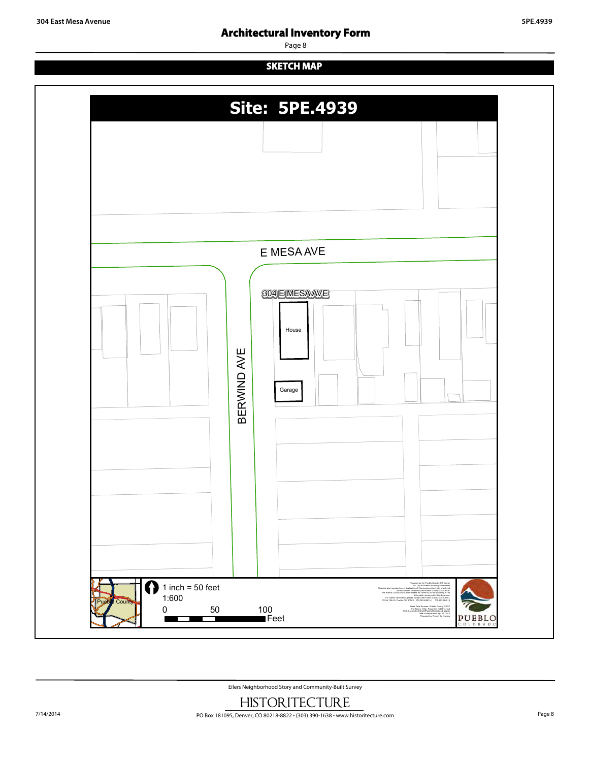## SKETCH MAP

# Site: 5PE.4939

E MESA AVE

304 E MESA AVE

House

Garage

BERWIND AVE

Pueblo County

1 inch = 50 feet

1:600

0 50 100 Feet

PUEBLO COLORADO

Eilers Neighborhood Story and Community-Built Survey

HISTORITECTURE

PO Box 181095, Denver, CO 80218-8822 • (303) 390-1638 • www.historitecture.com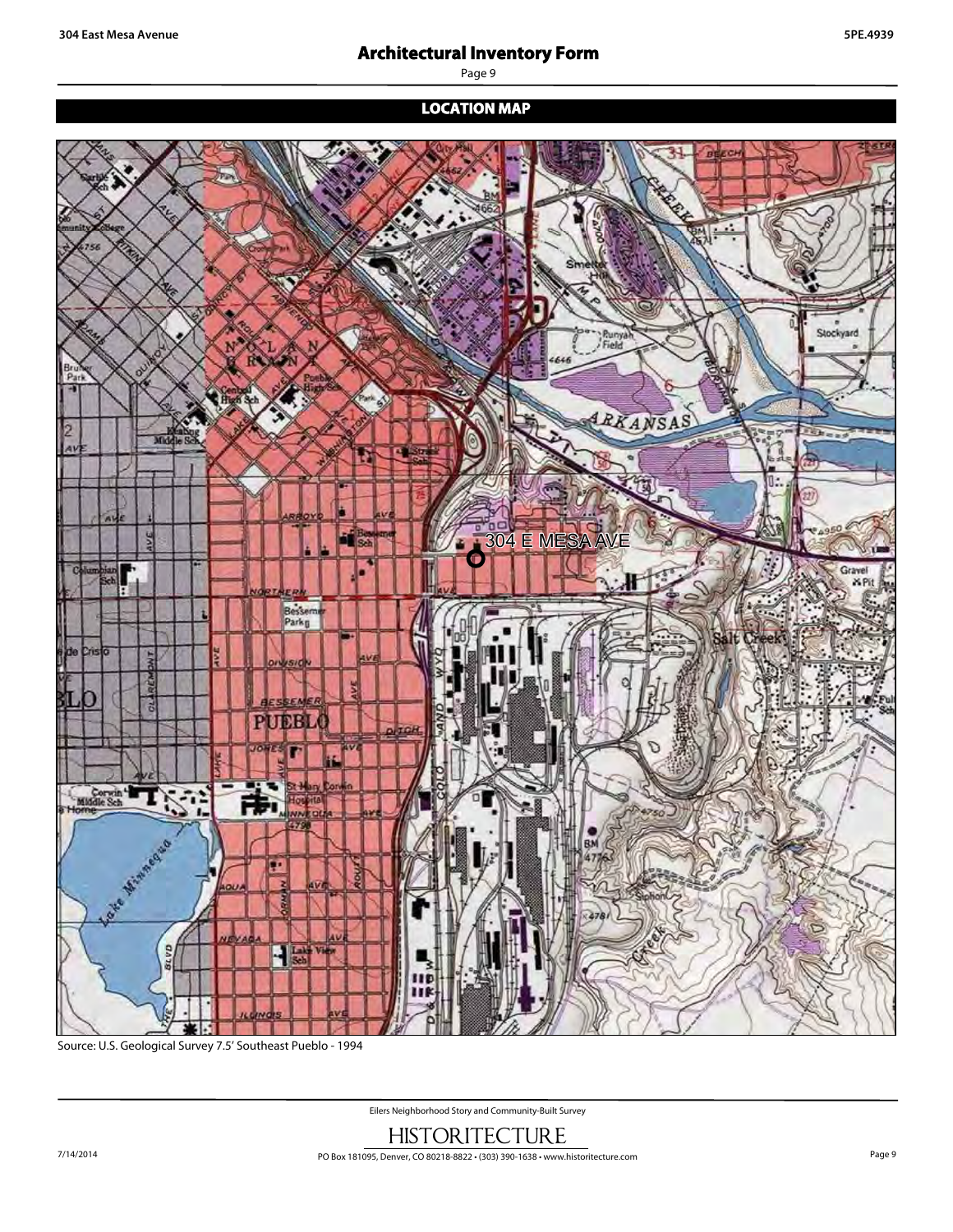## LOCATION MAP

304 E MESA AVE

Source: U.S. Geological Survey 7.5' Southeast Pueblo - 1994